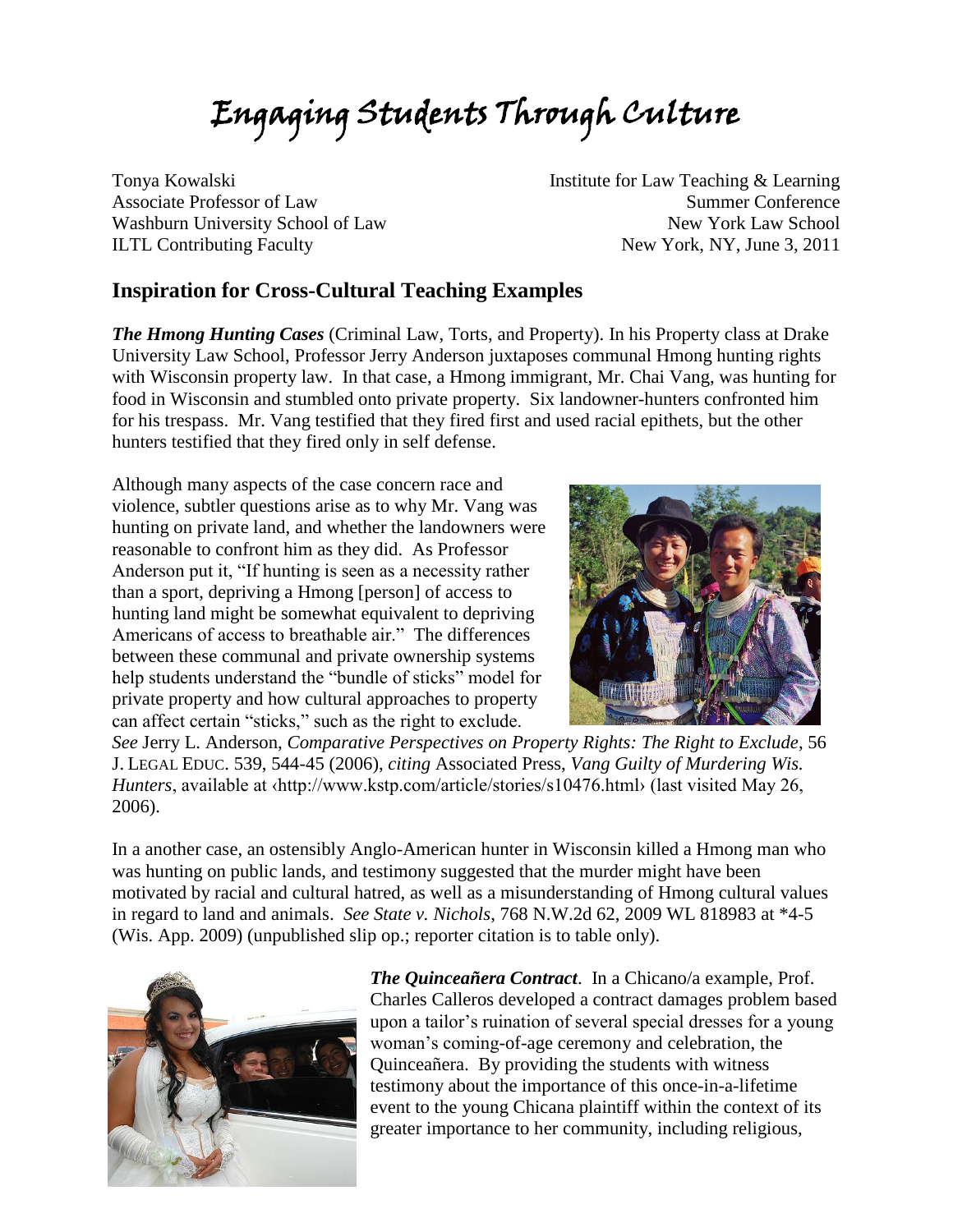# Engaging Students Through Culture

Tonya Kowalski
Associate Professor of Law
Washburn University School of Law
ILTL Contributing Faculty

Institute for Law Teaching & Learning
Summer Conference
New York Law School
New York, NY, June 3, 2011

## Inspiration for Cross-Cultural Teaching Examples

***The Hmong Hunting Cases*** (Criminal Law, Torts, and Property). In his Property class at Drake University Law School, Professor Jerry Anderson juxtaposes communal Hmong hunting rights with Wisconsin property law. In that case, a Hmong immigrant, Mr. Chai Vang, was hunting for food in Wisconsin and stumbled onto private property. Six landowner-hunters confronted him for his trespass. Mr. Vang testified that they fired first and used racial epithets, but the other hunters testified that they fired only in self defense.

Although many aspects of the case concern race and violence, subtler questions arise as to why Mr. Vang was hunting on private land, and whether the landowners were reasonable to confront him as they did. As Professor Anderson put it, "If hunting is seen as a necessity rather than a sport, depriving a Hmong [person] of access to hunting land might be somewhat equivalent to depriving Americans of access to breathable air." The differences between these communal and private ownership systems help students understand the "bundle of sticks" model for private property and how cultural approaches to property can affect certain "sticks," such as the right to exclude. *See* Jerry L. Anderson, *Comparative Perspectives on Property Rights: The Right to Exclude*, 56 J. LEGAL EDUC. 539, 544-45 (2006), *citing* Associated Press, *Vang Guilty of Murdering Wis. Hunters*, available at ‹http://www.kstp.com/article/stories/s10476.html› (last visited May 26, 2006).

In a another case, an ostensibly Anglo-American hunter in Wisconsin killed a Hmong man who was hunting on public lands, and testimony suggested that the murder might have been motivated by racial and cultural hatred, as well as a misunderstanding of Hmong cultural values in regard to land and animals. *See State v. Nichols*, 768 N.W.2d 62, 2009 WL 818983 at *4-5 (Wis. App. 2009) (unpublished slip op.; reporter citation is to table only).

***The Quinceañera Contract***. In a Chicano/a example, Prof. Charles Calleros developed a contract damages problem based upon a tailor's ruination of several special dresses for a young woman's coming-of-age ceremony and celebration, the Quinceañera. By providing the students with witness testimony about the importance of this once-in-a-lifetime event to the young Chicana plaintiff within the context of its greater importance to her community, including religious,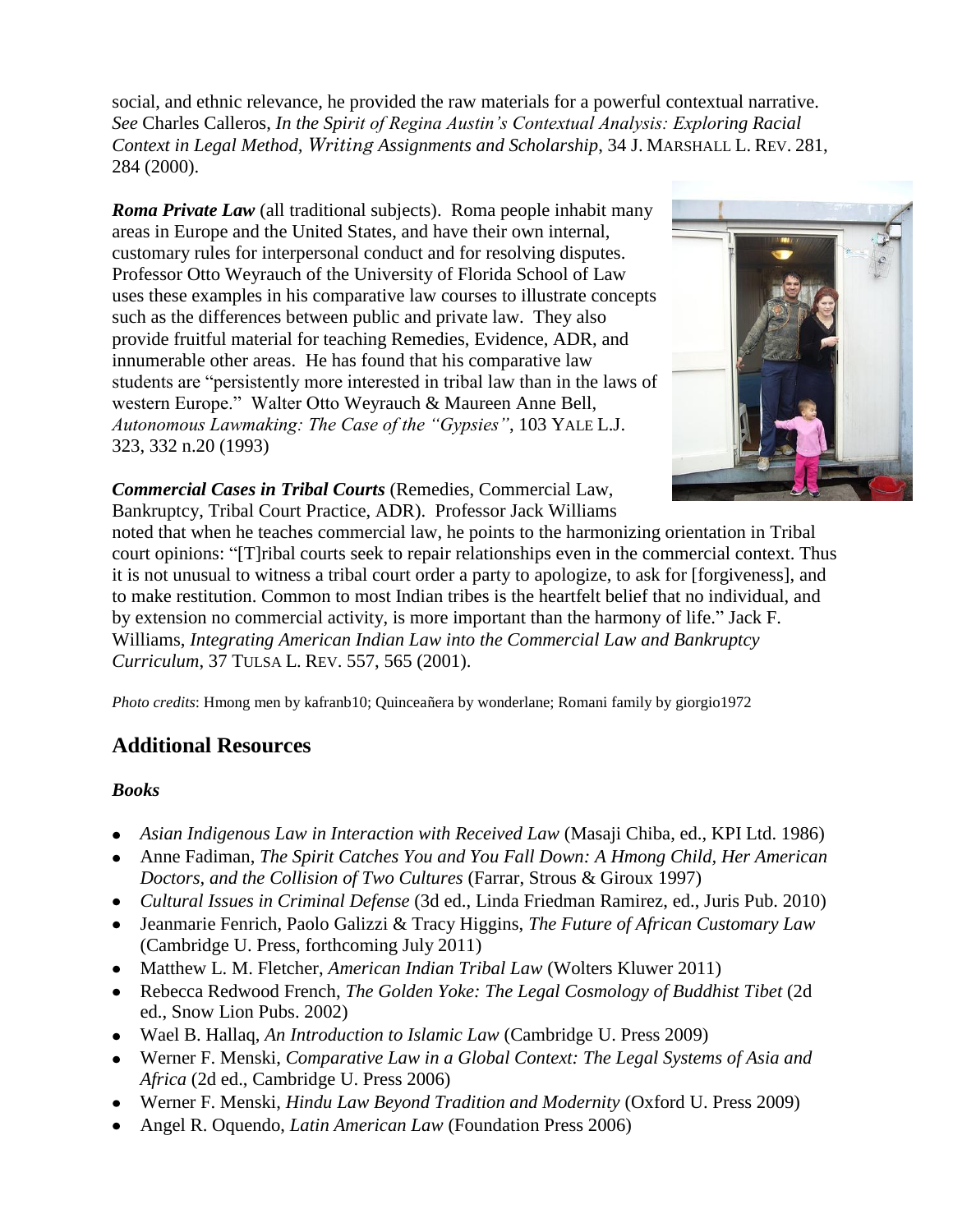social, and ethnic relevance, he provided the raw materials for a powerful contextual narrative. *See* Charles Calleros, *In the Spirit of Regina Austin's Contextual Analysis: Exploring Racial Context in Legal Method, Writing Assignments and Scholarship*, 34 J. MARSHALL L. REV. 281, 284 (2000).

***Roma Private Law*** (all traditional subjects). Roma people inhabit many areas in Europe and the United States, and have their own internal, customary rules for interpersonal conduct and for resolving disputes. Professor Otto Weyrauch of the University of Florida School of Law uses these examples in his comparative law courses to illustrate concepts such as the differences between public and private law. They also provide fruitful material for teaching Remedies, Evidence, ADR, and innumerable other areas. He has found that his comparative law students are "persistently more interested in tribal law than in the laws of western Europe." Walter Otto Weyrauch & Maureen Anne Bell, *Autonomous Lawmaking: The Case of the "Gypsies"*, 103 YALE L.J. 323, 332 n.20 (1993)

***Commercial Cases in Tribal Courts*** (Remedies, Commercial Law, Bankruptcy, Tribal Court Practice, ADR). Professor Jack Williams noted that when he teaches commercial law, he points to the harmonizing orientation in Tribal court opinions: "[T]ribal courts seek to repair relationships even in the commercial context. Thus it is not unusual to witness a tribal court order a party to apologize, to ask for [forgiveness], and to make restitution. Common to most Indian tribes is the heartfelt belief that no individual, and by extension no commercial activity, is more important than the harmony of life." Jack F. Williams, *Integrating American Indian Law into the Commercial Law and Bankruptcy Curriculum*, 37 TULSA L. REV. 557, 565 (2001).

*Photo credits*: Hmong men by kafranb10; Quinceañera by wonderlane; Romani family by giorgio1972

## Additional Resources

### *Books*

- *Asian Indigenous Law in Interaction with Received Law* (Masaji Chiba, ed., KPI Ltd. 1986)
- Anne Fadiman, *The Spirit Catches You and You Fall Down: A Hmong Child, Her American Doctors, and the Collision of Two Cultures* (Farrar, Strous & Giroux 1997)
- *Cultural Issues in Criminal Defense* (3d ed., Linda Friedman Ramirez, ed., Juris Pub. 2010)
- Jeanmarie Fenrich, Paolo Galizzi & Tracy Higgins, *The Future of African Customary Law* (Cambridge U. Press, forthcoming July 2011)
- Matthew L. M. Fletcher, *American Indian Tribal Law* (Wolters Kluwer 2011)
- Rebecca Redwood French, *The Golden Yoke: The Legal Cosmology of Buddhist Tibet* (2d ed., Snow Lion Pubs. 2002)
- Wael B. Hallaq, *An Introduction to Islamic Law* (Cambridge U. Press 2009)
- Werner F. Menski, *Comparative Law in a Global Context: The Legal Systems of Asia and Africa* (2d ed., Cambridge U. Press 2006)
- Werner F. Menski, *Hindu Law Beyond Tradition and Modernity* (Oxford U. Press 2009)
- Angel R. Oquendo, *Latin American Law* (Foundation Press 2006)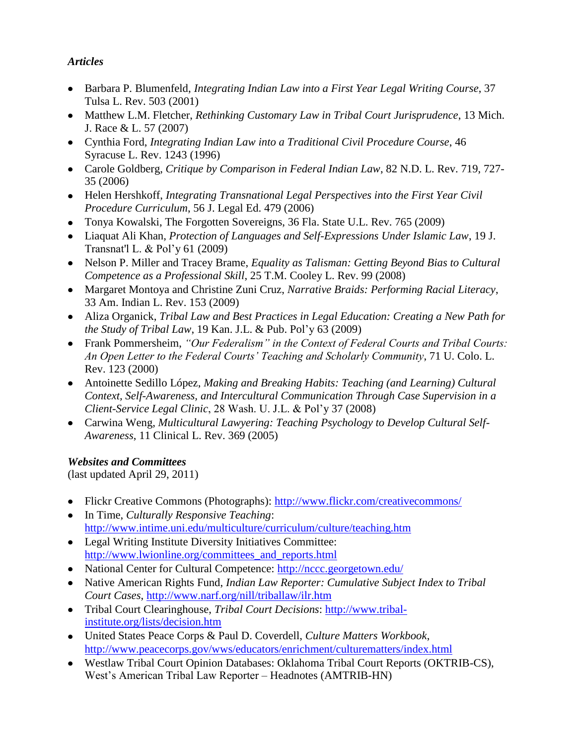### *Articles*

- Barbara P. Blumenfeld, *Integrating Indian Law into a First Year Legal Writing Course*, 37 Tulsa L. Rev. 503 (2001)
- Matthew L.M. Fletcher, *Rethinking Customary Law in Tribal Court Jurisprudence*, 13 Mich. J. Race & L. 57 (2007)
- Cynthia Ford, *Integrating Indian Law into a Traditional Civil Procedure Course*, 46 Syracuse L. Rev. 1243 (1996)
- Carole Goldberg, *Critique by Comparison in Federal Indian Law*, 82 N.D. L. Rev. 719, 727-35 (2006)
- Helen Hershkoff, *Integrating Transnational Legal Perspectives into the First Year Civil Procedure Curriculum*, 56 J. Legal Ed. 479 (2006)
- Tonya Kowalski, The Forgotten Sovereigns, 36 Fla. State U.L. Rev. 765 (2009)
- Liaquat Ali Khan, *Protection of Languages and Self-Expressions Under Islamic Law*, 19 J. Transnat'l L. & Pol'y 61 (2009)
- Nelson P. Miller and Tracey Brame, *Equality as Talisman: Getting Beyond Bias to Cultural Competence as a Professional Skill*, 25 T.M. Cooley L. Rev. 99 (2008)
- Margaret Montoya and Christine Zuni Cruz, *Narrative Braids: Performing Racial Literacy*, 33 Am. Indian L. Rev. 153 (2009)
- Aliza Organick, *Tribal Law and Best Practices in Legal Education: Creating a New Path for the Study of Tribal Law*, 19 Kan. J.L. & Pub. Pol'y 63 (2009)
- Frank Pommersheim, *"Our Federalism" in the Context of Federal Courts and Tribal Courts: An Open Letter to the Federal Courts' Teaching and Scholarly Community*, 71 U. Colo. L. Rev. 123 (2000)
- Antoinette Sedillo López, *Making and Breaking Habits: Teaching (and Learning) Cultural Context, Self-Awareness, and Intercultural Communication Through Case Supervision in a Client-Service Legal Clinic*, 28 Wash. U. J.L. & Pol'y 37 (2008)
- Carwina Weng, *Multicultural Lawyering: Teaching Psychology to Develop Cultural Self-Awareness*, 11 Clinical L. Rev. 369 (2005)

### *Websites and Committees*

(last updated April 29, 2011)

- Flickr Creative Commons (Photographs): http://www.flickr.com/creativecommons/
- In Time, *Culturally Responsive Teaching*: http://www.intime.uni.edu/multiculture/curriculum/culture/teaching.htm
- Legal Writing Institute Diversity Initiatives Committee: http://www.lwionline.org/committees_and_reports.html
- National Center for Cultural Competence: http://nccc.georgetown.edu/
- Native American Rights Fund, *Indian Law Reporter: Cumulative Subject Index to Tribal Court Cases*, http://www.narf.org/nill/triballaw/ilr.htm
- Tribal Court Clearinghouse, *Tribal Court Decisions*: http://www.tribal-institute.org/lists/decision.htm
- United States Peace Corps & Paul D. Coverdell, *Culture Matters Workbook*, http://www.peacecorps.gov/wws/educators/enrichment/culturematters/index.html
- Westlaw Tribal Court Opinion Databases: Oklahoma Tribal Court Reports (OKTRIB-CS), West's American Tribal Law Reporter – Headnotes (AMTRIB-HN)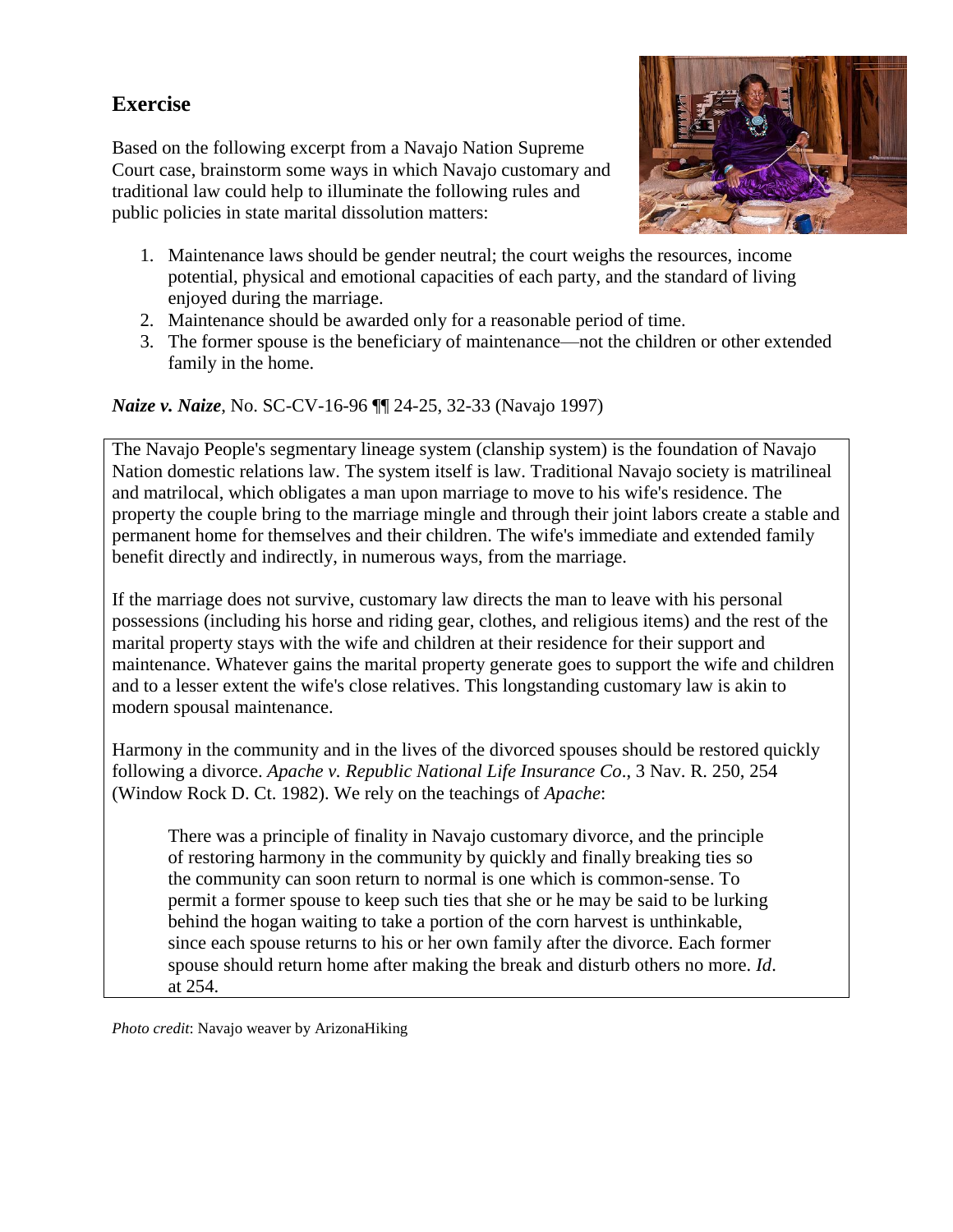## Exercise

Based on the following excerpt from a Navajo Nation Supreme Court case, brainstorm some ways in which Navajo customary and traditional law could help to illuminate the following rules and public policies in state marital dissolution matters:

1. Maintenance laws should be gender neutral; the court weighs the resources, income potential, physical and emotional capacities of each party, and the standard of living enjoyed during the marriage.
2. Maintenance should be awarded only for a reasonable period of time.
3. The former spouse is the beneficiary of maintenance—not the children or other extended family in the home.

***Naize v. Naize***, No. SC-CV-16-96 ¶¶ 24-25, 32-33 (Navajo 1997)

The Navajo People's segmentary lineage system (clanship system) is the foundation of Navajo Nation domestic relations law. The system itself is law. Traditional Navajo society is matrilineal and matrilocal, which obligates a man upon marriage to move to his wife's residence. The property the couple bring to the marriage mingle and through their joint labors create a stable and permanent home for themselves and their children. The wife's immediate and extended family benefit directly and indirectly, in numerous ways, from the marriage.

If the marriage does not survive, customary law directs the man to leave with his personal possessions (including his horse and riding gear, clothes, and religious items) and the rest of the marital property stays with the wife and children at their residence for their support and maintenance. Whatever gains the marital property generate goes to support the wife and children and to a lesser extent the wife's close relatives. This longstanding customary law is akin to modern spousal maintenance.

Harmony in the community and in the lives of the divorced spouses should be restored quickly following a divorce. *Apache v. Republic National Life Insurance Co*., 3 Nav. R. 250, 254 (Window Rock D. Ct. 1982). We rely on the teachings of *Apache*:

> There was a principle of finality in Navajo customary divorce, and the principle of restoring harmony in the community by quickly and finally breaking ties so the community can soon return to normal is one which is common-sense. To permit a former spouse to keep such ties that she or he may be said to be lurking behind the hogan waiting to take a portion of the corn harvest is unthinkable, since each spouse returns to his or her own family after the divorce. Each former spouse should return home after making the break and disturb others no more. *Id*. at 254.

*Photo credit*: Navajo weaver by ArizonaHiking